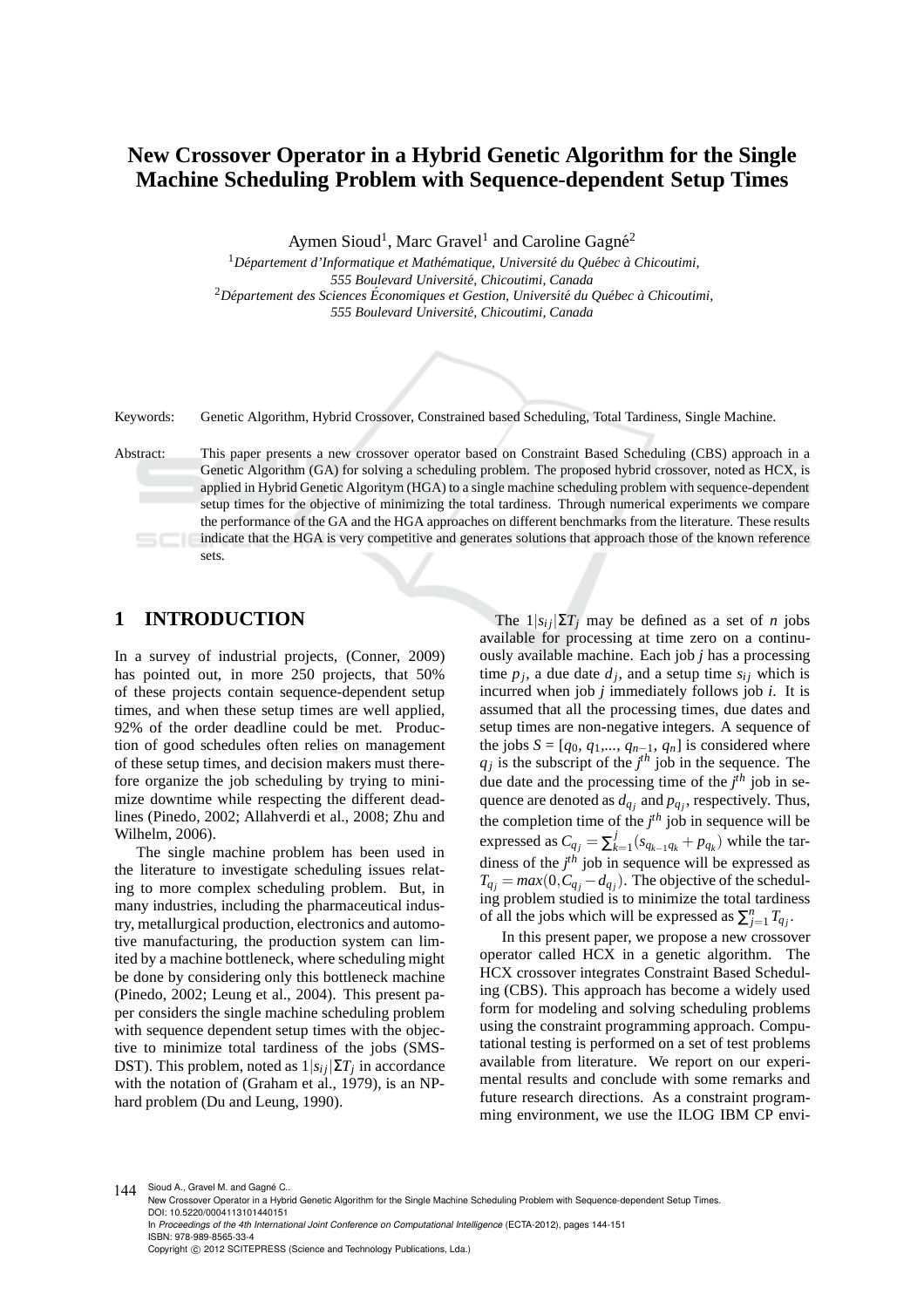# New Crossover Operator in a Hybrid Genetic Algorithm for the Single Machine Scheduling Problem with Sequence-dependent Setup Times

Aymen Sioud[1], Marc Gravel[1] and Caroline Gagné[2]

[1]*Département d'Informatique et Mathématique, Université du Québec à Chicoutimi, 555 Boulevard Université, Chicoutimi, Canada*

[2]*Département des Sciences Économiques et Gestion, Université du Québec à Chicoutimi, 555 Boulevard Université, Chicoutimi, Canada*

Keywords: Genetic Algorithm, Hybrid Crossover, Constrained based Scheduling, Total Tardiness, Single Machine.

Abstract: This paper presents a new crossover operator based on Constraint Based Scheduling (CBS) approach in a Genetic Algorithm (GA) for solving a scheduling problem. The proposed hybrid crossover, noted as HCX, is applied in Hybrid Genetic Algoritym (HGA) to a single machine scheduling problem with sequence-dependent setup times for the objective of minimizing the total tardiness. Through numerical experiments we compare the performance of the GA and the HGA approaches on different benchmarks from the literature. These results indicate that the HGA is very competitive and generates solutions that approach those of the known reference sets.

## 1 INTRODUCTION

In a survey of industrial projects, (Conner, 2009) has pointed out, in more 250 projects, that 50% of these projects contain sequence-dependent setup times, and when these setup times are well applied, 92% of the order deadline could be met. Production of good schedules often relies on management of these setup times, and decision makers must therefore organize the job scheduling by trying to minimize downtime while respecting the different deadlines (Pinedo, 2002; Allahverdi et al., 2008; Zhu and Wilhelm, 2006).

The single machine problem has been used in the literature to investigate scheduling issues relating to more complex scheduling problem. But, in many industries, including the pharmaceutical industry, metallurgical production, electronics and automotive manufacturing, the production system can limited by a machine bottleneck, where scheduling might be done by considering only this bottleneck machine (Pinedo, 2002; Leung et al., 2004). This present paper considers the single machine scheduling problem with sequence dependent setup times with the objective to minimize total tardiness of the jobs (SMSDST). This problem, noted as $1|s_{ij}|\Sigma T_j$ in accordance with the notation of (Graham et al., 1979), is an NP-hard problem (Du and Leung, 1990).

The $1|s_{ij}|\Sigma T_j$ may be defined as a set of $n$ jobs available for processing at time zero on a continuously available machine. Each job $j$ has a processing time $p_j$, a due date $d_j$, and a setup time $s_{ij}$ which is incurred when job $j$ immediately follows job $i$. It is assumed that all the processing times, due dates and setup times are non-negative integers. A sequence of the jobs $S = [q_0, q_1,..., q_{n-1}, q_n]$ is considered where $q_j$ is the subscript of the $j^{th}$ job in the sequence. The due date and the processing time of the $j^{th}$ job in sequence are denoted as $d_{q_j}$ and $p_{q_j}$, respectively. Thus, the completion time of the $j^{th}$ job in sequence will be expressed as $C_{q_j} = \sum_{k=1}^{j}(s_{q_{k-1}q_k} + p_{q_k})$ while the tardiness of the $j^{th}$ job in sequence will be expressed as $T_{q_j} = max(0, C_{q_j} - d_{q_j})$. The objective of the scheduling problem studied is to minimize the total tardiness of all the jobs which will be expressed as $\sum_{j=1}^{n} T_{q_j}$.

In this present paper, we propose a new crossover operator called HCX in a genetic algorithm. The HCX crossover integrates Constraint Based Scheduling (CBS). This approach has become a widely used form for modeling and solving scheduling problems using the constraint programming approach. Computational testing is performed on a set of test problems available from literature. We report on our experimental results and conclude with some remarks and future research directions. As a constraint programming environment, we use the ILOG IBM CP envi-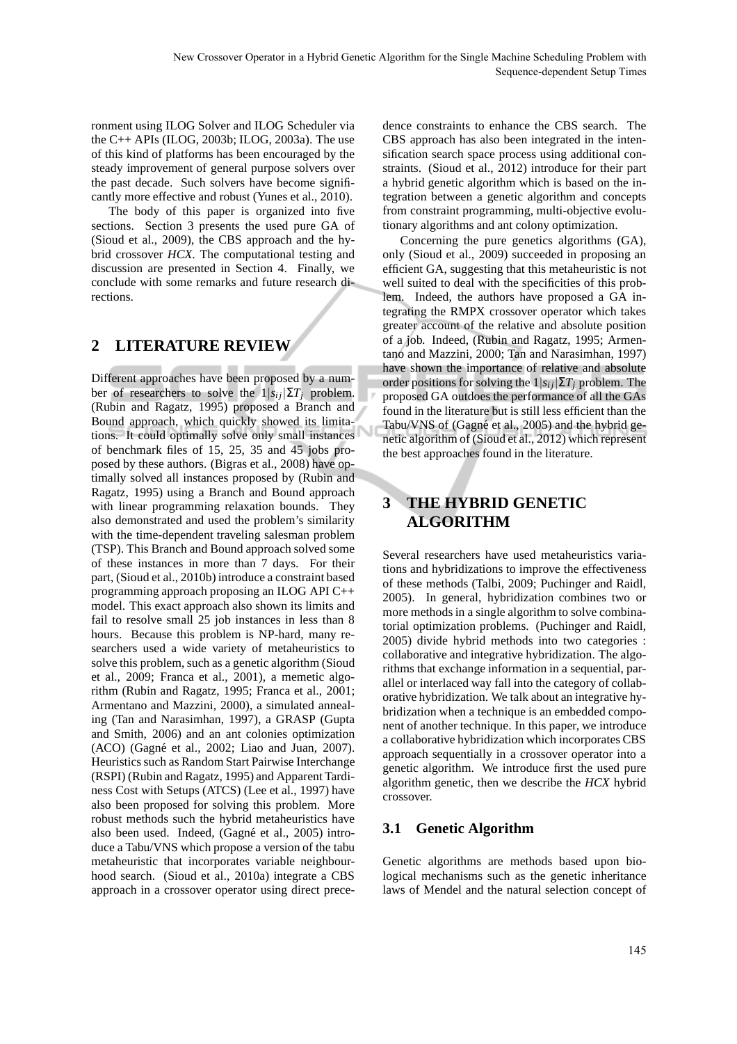ronment using ILOG Solver and ILOG Scheduler via the C++ APIs (ILOG, 2003b; ILOG, 2003a). The use of this kind of platforms has been encouraged by the steady improvement of general purpose solvers over the past decade. Such solvers have become significantly more effective and robust (Yunes et al., 2010).

The body of this paper is organized into five sections. Section 3 presents the used pure GA of (Sioud et al., 2009), the CBS approach and the hybrid crossover *HCX*. The computational testing and discussion are presented in Section 4. Finally, we conclude with some remarks and future research directions.

## 2 LITERATURE REVIEW

Different approaches have been proposed by a number of researchers to solve the $1|s_{ij}|\Sigma T_j$ problem. (Rubin and Ragatz, 1995) proposed a Branch and Bound approach, which quickly showed its limitations. It could optimally solve only small instances of benchmark files of 15, 25, 35 and 45 jobs proposed by these authors. (Bigras et al., 2008) have optimally solved all instances proposed by (Rubin and Ragatz, 1995) using a Branch and Bound approach with linear programming relaxation bounds. They also demonstrated and used the problem's similarity with the time-dependent traveling salesman problem (TSP). This Branch and Bound approach solved some of these instances in more than 7 days. For their part, (Sioud et al., 2010b) introduce a constraint based programming approach proposing an ILOG API C++ model. This exact approach also shown its limits and fail to resolve small 25 job instances in less than 8 hours. Because this problem is NP-hard, many researchers used a wide variety of metaheuristics to solve this problem, such as a genetic algorithm (Sioud et al., 2009; Franca et al., 2001), a memetic algorithm (Rubin and Ragatz, 1995; Franca et al., 2001; Armentano and Mazzini, 2000), a simulated annealing (Tan and Narasimhan, 1997), a GRASP (Gupta and Smith, 2006) and an ant colonies optimization (ACO) (Gagné et al., 2002; Liao and Juan, 2007). Heuristics such as Random Start Pairwise Interchange (RSPI) (Rubin and Ragatz, 1995) and Apparent Tardiness Cost with Setups (ATCS) (Lee et al., 1997) have also been proposed for solving this problem. More robust methods such the hybrid metaheuristics have also been used. Indeed, (Gagné et al., 2005) introduce a Tabu/VNS which propose a version of the tabu metaheuristic that incorporates variable neighbourhood search. (Sioud et al., 2010a) integrate a CBS approach in a crossover operator using direct precedence constraints to enhance the CBS search. The CBS approach has also been integrated in the intensification search space process using additional constraints. (Sioud et al., 2012) introduce for their part a hybrid genetic algorithm which is based on the integration between a genetic algorithm and concepts from constraint programming, multi-objective evolutionary algorithms and ant colony optimization.

Concerning the pure genetics algorithms (GA), only (Sioud et al., 2009) succeeded in proposing an efficient GA, suggesting that this metaheuristic is not well suited to deal with the specificities of this problem. Indeed, the authors have proposed a GA integrating the RMPX crossover operator which takes greater account of the relative and absolute position of a job. Indeed, (Rubin and Ragatz, 1995; Armentano and Mazzini, 2000; Tan and Narasimhan, 1997) have shown the importance of relative and absolute order positions for solving the $1|s_{ij}|\Sigma T_j$ problem. The proposed GA outdoes the performance of all the GAs found in the literature but is still less efficient than the Tabu/VNS of (Gagné et al., 2005) and the hybrid genetic algorithm of (Sioud et al., 2012) which represent the best approaches found in the literature.

## 3 THE HYBRID GENETIC ALGORITHM

Several researchers have used metaheuristics variations and hybridizations to improve the effectiveness of these methods (Talbi, 2009; Puchinger and Raidl, 2005). In general, hybridization combines two or more methods in a single algorithm to solve combinatorial optimization problems. (Puchinger and Raidl, 2005) divide hybrid methods into two categories : collaborative and integrative hybridization. The algorithms that exchange information in a sequential, parallel or interlaced way fall into the category of collaborative hybridization. We talk about an integrative hybridization when a technique is an embedded component of another technique. In this paper, we introduce a collaborative hybridization which incorporates CBS approach sequentially in a crossover operator into a genetic algorithm. We introduce first the used pure algorithm genetic, then we describe the *HCX* hybrid crossover.

### 3.1 Genetic Algorithm

Genetic algorithms are methods based upon biological mechanisms such as the genetic inheritance laws of Mendel and the natural selection concept of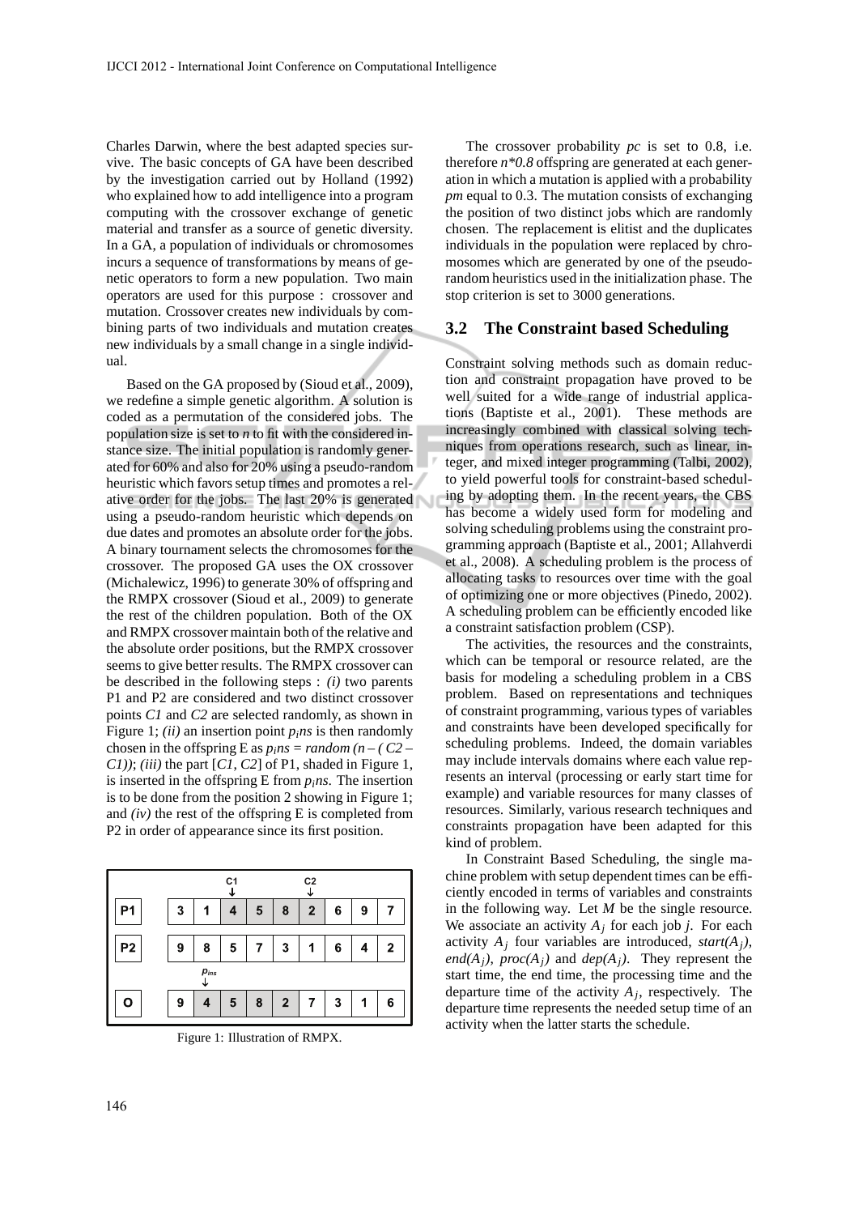Charles Darwin, where the best adapted species survive. The basic concepts of GA have been described by the investigation carried out by Holland (1992) who explained how to add intelligence into a program computing with the crossover exchange of genetic material and transfer as a source of genetic diversity. In a GA, a population of individuals or chromosomes incurs a sequence of transformations by means of genetic operators to form a new population. Two main operators are used for this purpose : crossover and mutation. Crossover creates new individuals by combining parts of two individuals and mutation creates new individuals by a small change in a single individual.

Based on the GA proposed by (Sioud et al., 2009), we redefine a simple genetic algorithm. A solution is coded as a permutation of the considered jobs. The population size is set to *n* to fit with the considered instance size. The initial population is randomly generated for 60% and also for 20% using a pseudo-random heuristic which favors setup times and promotes a relative order for the jobs. The last 20% is generated using a pseudo-random heuristic which depends on due dates and promotes an absolute order for the jobs. A binary tournament selects the chromosomes for the crossover. The proposed GA uses the OX crossover (Michalewicz, 1996) to generate 30% of offspring and the RMPX crossover (Sioud et al., 2009) to generate the rest of the children population. Both of the OX and RMPX crossover maintain both of the relative and the absolute order positions, but the RMPX crossover seems to give better results. The RMPX crossover can be described in the following steps : *(i)* two parents P1 and P2 are considered and two distinct crossover points *C1* and *C2* are selected randomly, as shown in Figure 1; *(ii)* an insertion point $p_ins$ is then randomly chosen in the offspring E as $p_ins = random(n - (C2 - C1))$; *(iii)* the part [*C1*, *C2*] of P1, shaded in Figure 1, is inserted in the offspring E from $p_ins$. The insertion is to be done from the position 2 showing in Figure 1; and *(iv)* the rest of the offspring E is completed from P2 in order of appearance since its first position.

|  | | | C1 ↓ | | | C2 ↓ | | | |
|---|---|---|---|---|---|---|---|---|---|
| **P1** | 3 | 1 | 4 | 5 | 8 | 2 | 6 | 9 | 7 |
| **P2** | 9 | 8 | 5 | 7 | 3 | 1 | 6 | 4 | 2 |
|  | | $p_{ins}$ ↓ | | | | | | | |
| **O** | 9 | 4 | 5 | 8 | 2 | 7 | 3 | 1 | 6 |

Figure 1: Illustration of RMPX.

The crossover probability *pc* is set to 0.8, i.e. therefore *n\*0.8* offspring are generated at each generation in which a mutation is applied with a probability *pm* equal to 0.3. The mutation consists of exchanging the position of two distinct jobs which are randomly chosen. The replacement is elitist and the duplicates individuals in the population were replaced by chromosomes which are generated by one of the pseudo-random heuristics used in the initialization phase. The stop criterion is set to 3000 generations.

### 3.2 The Constraint based Scheduling

Constraint solving methods such as domain reduction and constraint propagation have proved to be well suited for a wide range of industrial applications (Baptiste et al., 2001). These methods are increasingly combined with classical solving techniques from operations research, such as linear, integer, and mixed integer programming (Talbi, 2002), to yield powerful tools for constraint-based scheduling by adopting them. In the recent years, the CBS has become a widely used form for modeling and solving scheduling problems using the constraint programming approach (Baptiste et al., 2001; Allahverdi et al., 2008). A scheduling problem is the process of allocating tasks to resources over time with the goal of optimizing one or more objectives (Pinedo, 2002). A scheduling problem can be efficiently encoded like a constraint satisfaction problem (CSP).

The activities, the resources and the constraints, which can be temporal or resource related, are the basis for modeling a scheduling problem in a CBS problem. Based on representations and techniques of constraint programming, various types of variables and constraints have been developed specifically for scheduling problems. Indeed, the domain variables may include intervals domains where each value represents an interval (processing or early start time for example) and variable resources for many classes of resources. Similarly, various research techniques and constraints propagation have been adapted for this kind of problem.

In Constraint Based Scheduling, the single machine problem with setup dependent times can be efficiently encoded in terms of variables and constraints in the following way. Let *M* be the single resource. We associate an activity $A_j$ for each job *j*. For each activity $A_j$ four variables are introduced, $start(A_j)$, $end(A_j)$, $proc(A_j)$ and $dep(A_j)$. They represent the start time, the end time, the processing time and the departure time of the activity $A_j$, respectively. The departure time represents the needed setup time of an activity when the latter starts the schedule.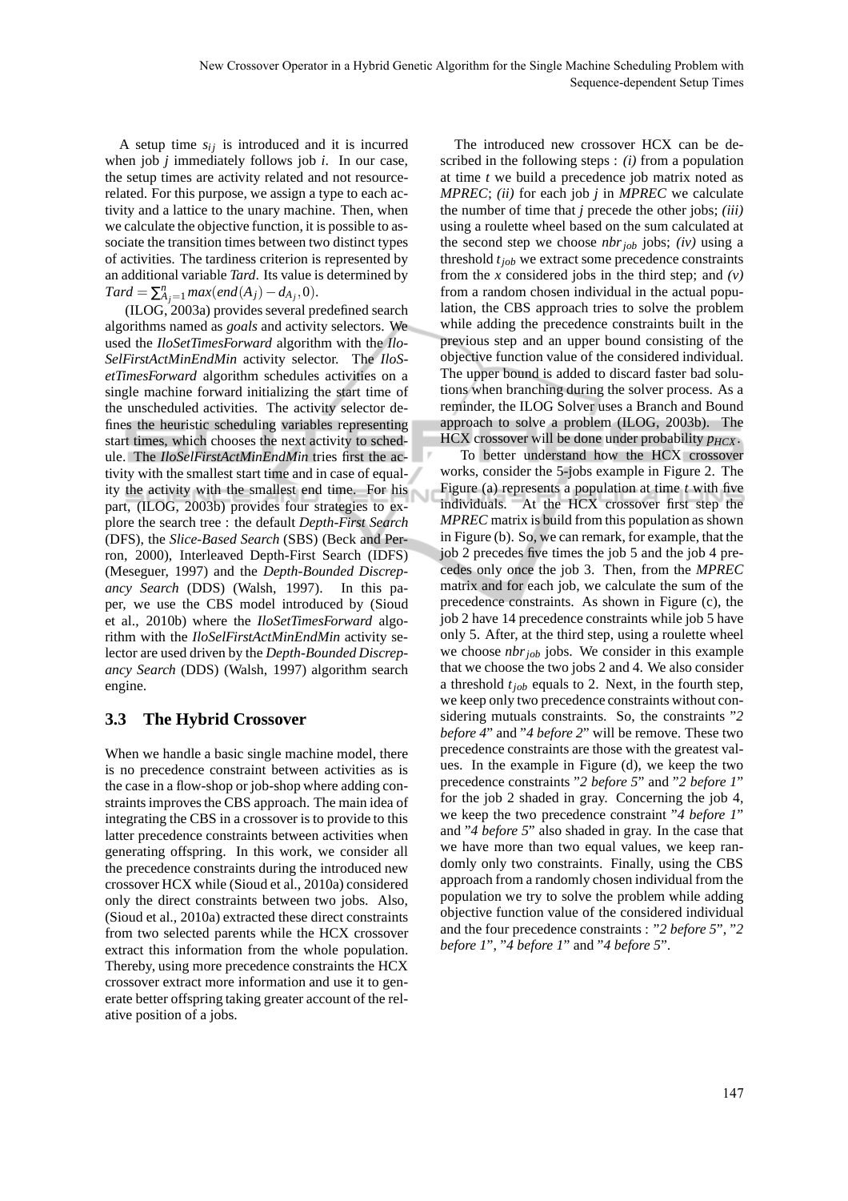A setup time $s_{ij}$ is introduced and it is incurred when job $j$ immediately follows job $i$. In our case, the setup times are activity related and not resource-related. For this purpose, we assign a type to each activity and a lattice to the unary machine. Then, when we calculate the objective function, it is possible to associate the transition times between two distinct types of activities. The tardiness criterion is represented by an additional variable *Tard*. Its value is determined by $Tard = \sum_{A_j=1}^{n} max(end(A_j) - d_{A_j}, 0)$.

(ILOG, 2003a) provides several predefined search algorithms named as *goals* and activity selectors. We used the *IloSetTimesForward* algorithm with the *IloSelFirstActMinEndMin* activity selector. The *IloSetTimesForward* algorithm schedules activities on a single machine forward initializing the start time of the unscheduled activities. The activity selector defines the heuristic scheduling variables representing start times, which chooses the next activity to schedule. The *IloSelFirstActMinEndMin* tries first the activity with the smallest start time and in case of equality the activity with the smallest end time. For his part, (ILOG, 2003b) provides four strategies to explore the search tree : the default *Depth-First Search* (DFS), the *Slice-Based Search* (SBS) (Beck and Perron, 2000), Interleaved Depth-First Search (IDFS) (Meseguer, 1997) and the *Depth-Bounded Discrepancy Search* (DDS) (Walsh, 1997). In this paper, we use the CBS model introduced by (Sioud et al., 2010b) where the *IloSetTimesForward* algorithm with the *IloSelFirstActMinEndMin* activity selector are used driven by the *Depth-Bounded Discrepancy Search* (DDS) (Walsh, 1997) algorithm search engine.

### 3.3 The Hybrid Crossover

When we handle a basic single machine model, there is no precedence constraint between activities as is the case in a flow-shop or job-shop where adding constraints improves the CBS approach. The main idea of integrating the CBS in a crossover is to provide to this latter precedence constraints between activities when generating offspring. In this work, we consider all the precedence constraints during the introduced new crossover HCX while (Sioud et al., 2010a) considered only the direct constraints between two jobs. Also, (Sioud et al., 2010a) extracted these direct constraints from two selected parents while the HCX crossover extract this information from the whole population. Thereby, using more precedence constraints the HCX crossover extract more information and use it to generate better offspring taking greater account of the relative position of a jobs.

The introduced new crossover HCX can be described in the following steps : *(i)* from a population at time $t$ we build a precedence job matrix noted as *MPREC*; *(ii)* for each job $j$ in *MPREC* we calculate the number of time that $j$ precede the other jobs; *(iii)* using a roulette wheel based on the sum calculated at the second step we choose $nbr_{job}$ jobs; *(iv)* using a threshold $t_{job}$ we extract some precedence constraints from the $x$ considered jobs in the third step; and *(v)* from a random chosen individual in the actual population, the CBS approach tries to solve the problem while adding the precedence constraints built in the previous step and an upper bound consisting of the objective function value of the considered individual. The upper bound is added to discard faster bad solutions when branching during the solver process. As a reminder, the ILOG Solver uses a Branch and Bound approach to solve a problem (ILOG, 2003b). The HCX crossover will be done under probability $p_{HCX}$.

To better understand how the HCX crossover works, consider the 5-jobs example in Figure 2. The Figure (a) represents a population at time $t$ with five individuals. At the HCX crossover first step the *MPREC* matrix is build from this population as shown in Figure (b). So, we can remark, for example, that the job 2 precedes five times the job 5 and the job 4 precedes only once the job 3. Then, from the *MPREC* matrix and for each job, we calculate the sum of the precedence constraints. As shown in Figure (c), the job 2 have 14 precedence constraints while job 5 have only 5. After, at the third step, using a roulette wheel we choose $nbr_{job}$ jobs. We consider in this example that we choose the two jobs 2 and 4. We also consider a threshold $t_{job}$ equals to 2. Next, in the fourth step, we keep only two precedence constraints without considering mutuals constraints. So, the constraints "*2 before 4*" and "*4 before 2*" will be remove. These two precedence constraints are those with the greatest values. In the example in Figure (d), we keep the two precedence constraints "*2 before 5*" and "*2 before 1*" for the job 2 shaded in gray. Concerning the job 4, we keep the two precedence constraint "*4 before 1*" and "*4 before 5*" also shaded in gray. In the case that we have more than two equal values, we keep randomly only two constraints. Finally, using the CBS approach from a randomly chosen individual from the population we try to solve the problem while adding objective function value of the considered individual and the four precedence constraints : "*2 before 5*", "*2 before 1*", "*4 before 1*" and "*4 before 5*".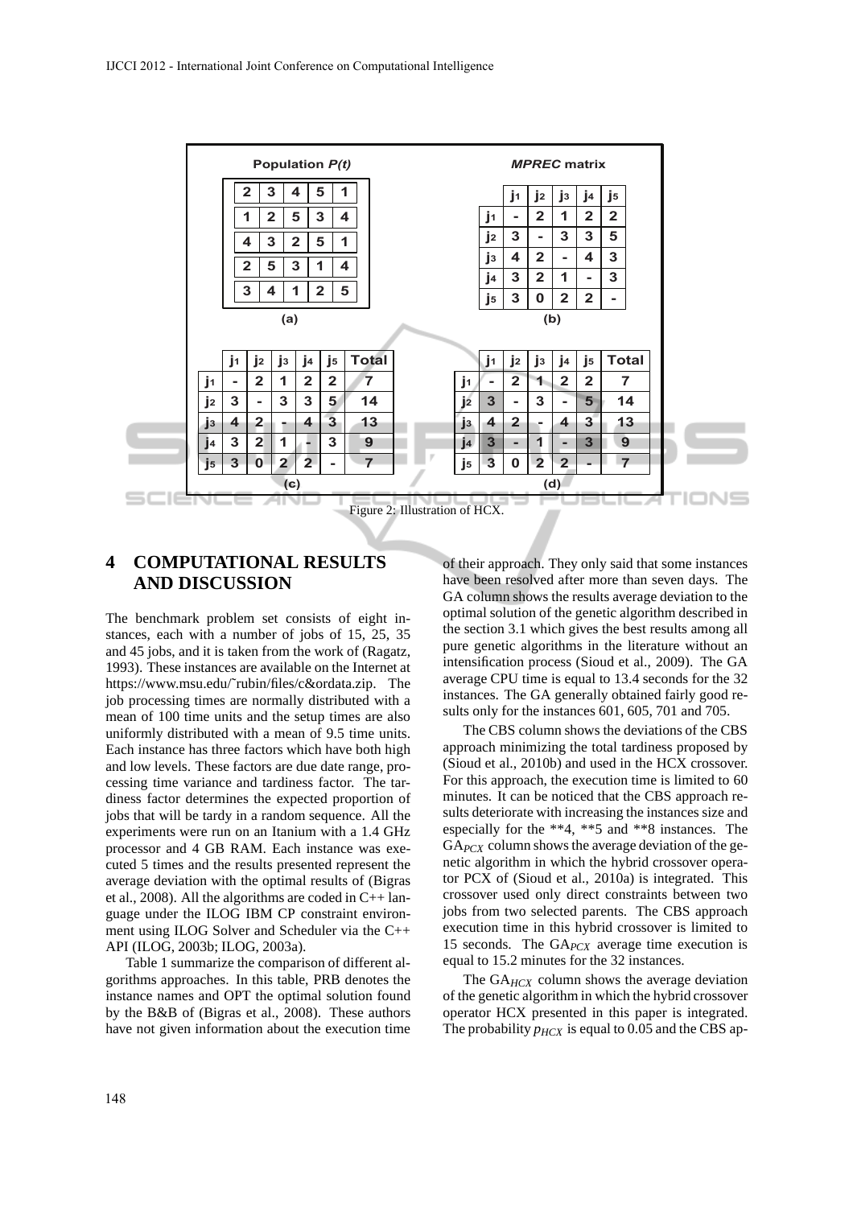**Population *P(t)***

| | | | | |
|---|---|---|---|---|
| 2 | 3 | 4 | 5 | 1 |
| 1 | 2 | 5 | 3 | 4 |
| 4 | 3 | 2 | 5 | 1 |
| 2 | 5 | 3 | 1 | 4 |
| 3 | 4 | 1 | 2 | 5 |

(a)

***MPREC* matrix**

| | $j_1$ | $j_2$ | $j_3$ | $j_4$ | $j_5$ |
|---|---|---|---|---|---|
| $j_1$ | - | 2 | 1 | 2 | 2 |
| $j_2$ | 3 | - | 3 | 3 | 5 |
| $j_3$ | 4 | 2 | - | 4 | 3 |
| $j_4$ | 3 | 2 | 1 | - | 3 |
| $j_5$ | 3 | 0 | 2 | 2 | - |

(b)

| | $j_1$ | $j_2$ | $j_3$ | $j_4$ | $j_5$ | Total |
|---|---|---|---|---|---|---|
| $j_1$ | - | 2 | 1 | 2 | 2 | 7 |
| $j_2$ | 3 | - | 3 | 3 | 5 | 14 |
| $j_3$ | 4 | 2 | - | 4 | 3 | 13 |
| $j_4$ | 3 | 2 | 1 | - | 3 | 9 |
| $j_5$ | 3 | 0 | 2 | 2 | - | 7 |

(c)

| | $j_1$ | $j_2$ | $j_3$ | $j_4$ | $j_5$ | Total |
|---|---|---|---|---|---|---|
| $j_1$ | - | 2 | 1 | 2 | 2 | 7 |
| $j_2$ | 3 | - | 3 | - | 5 | 14 |
| $j_3$ | 4 | 2 | - | 4 | 3 | 13 |
| $j_4$ | 3 | - | 1 | - | 3 | 9 |
| $j_5$ | 3 | 0 | 2 | 2 | - | 7 |

(d)

Figure 2: Illustration of HCX.

## 4 COMPUTATIONAL RESULTS AND DISCUSSION

The benchmark problem set consists of eight instances, each with a number of jobs of 15, 25, 35 and 45 jobs, and it is taken from the work of (Ragatz, 1993). These instances are available on the Internet at https://www.msu.edu/˜rubin/files/c&ordata.zip. The job processing times are normally distributed with a mean of 100 time units and the setup times are also uniformly distributed with a mean of 9.5 time units. Each instance has three factors which have both high and low levels. These factors are due date range, processing time variance and tardiness factor. The tardiness factor determines the expected proportion of jobs that will be tardy in a random sequence. All the experiments were run on an Itanium with a 1.4 GHz processor and 4 GB RAM. Each instance was executed 5 times and the results presented represent the average deviation with the optimal results of (Bigras et al., 2008). All the algorithms are coded in C++ language under the ILOG IBM CP constraint environment using ILOG Solver and Scheduler via the C++ API (ILOG, 2003b; ILOG, 2003a).

Table 1 summarize the comparison of different algorithms approaches. In this table, PRB denotes the instance names and OPT the optimal solution found by the B&B of (Bigras et al., 2008). These authors have not given information about the execution time of their approach. They only said that some instances have been resolved after more than seven days. The GA column shows the results average deviation to the optimal solution of the genetic algorithm described in the section 3.1 which gives the best results among all pure genetic algorithms in the literature without an intensification process (Sioud et al., 2009). The GA average CPU time is equal to 13.4 seconds for the 32 instances. The GA generally obtained fairly good results only for the instances 601, 605, 701 and 705.

The CBS column shows the deviations of the CBS approach minimizing the total tardiness proposed by (Sioud et al., 2010b) and used in the HCX crossover. For this approach, the execution time is limited to 60 minutes. It can be noticed that the CBS approach results deteriorate with increasing the instances size and especially for the **4, **5 and **8 instances. The $GA_{PCX}$ column shows the average deviation of the genetic algorithm in which the hybrid crossover operator PCX of (Sioud et al., 2010a) is integrated. This crossover used only direct constraints between two jobs from two selected parents. The CBS approach execution time in this hybrid crossover is limited to 15 seconds. The $GA_{PCX}$ average time execution is equal to 15.2 minutes for the 32 instances.

The $GA_{HCX}$ column shows the average deviation of the genetic algorithm in which the hybrid crossover operator HCX presented in this paper is integrated. The probability $p_{HCX}$ is equal to 0.05 and the CBS ap-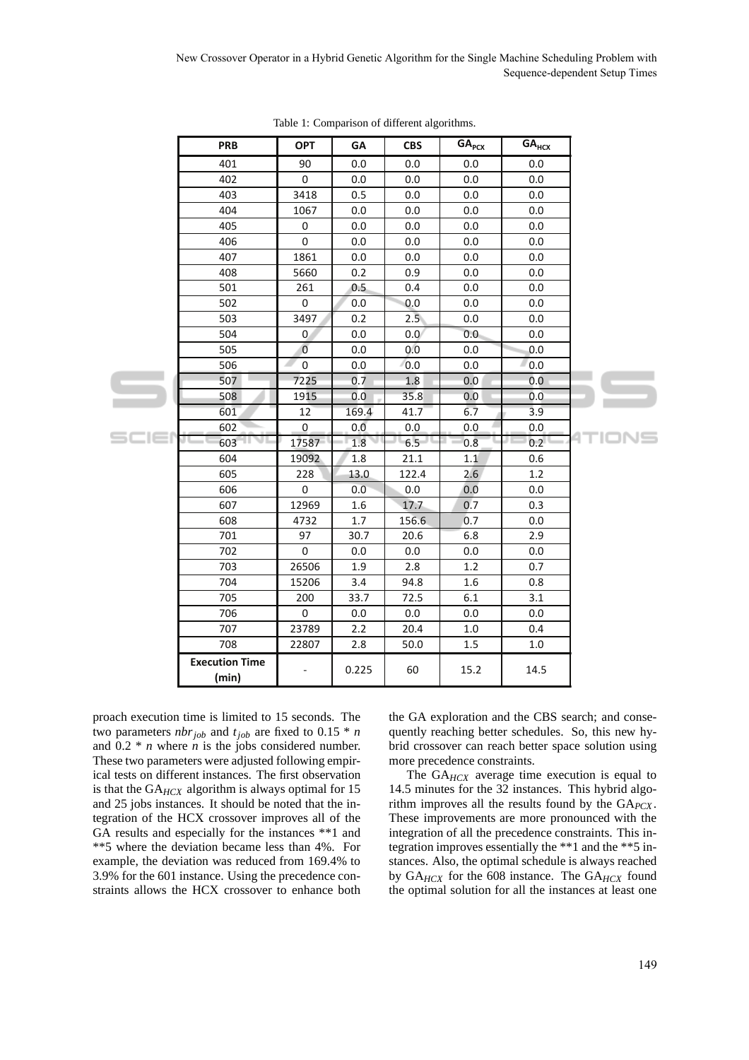Table 1: Comparison of different algorithms.

| PRB | OPT | GA | CBS | $GA_{PCX}$ | $GA_{HCX}$ |
|---|---|---|---|---|---|
| 401 | 90 | 0.0 | 0.0 | 0.0 | 0.0 |
| 402 | 0 | 0.0 | 0.0 | 0.0 | 0.0 |
| 403 | 3418 | 0.5 | 0.0 | 0.0 | 0.0 |
| 404 | 1067 | 0.0 | 0.0 | 0.0 | 0.0 |
| 405 | 0 | 0.0 | 0.0 | 0.0 | 0.0 |
| 406 | 0 | 0.0 | 0.0 | 0.0 | 0.0 |
| 407 | 1861 | 0.0 | 0.0 | 0.0 | 0.0 |
| 408 | 5660 | 0.2 | 0.9 | 0.0 | 0.0 |
| 501 | 261 | 0.5 | 0.4 | 0.0 | 0.0 |
| 502 | 0 | 0.0 | 0.0 | 0.0 | 0.0 |
| 503 | 3497 | 0.2 | 2.5 | 0.0 | 0.0 |
| 504 | 0 | 0.0 | 0.0 | 0.0 | 0.0 |
| 505 | 0 | 0.0 | 0.0 | 0.0 | 0.0 |
| 506 | 0 | 0.0 | 0.0 | 0.0 | 0.0 |
| 507 | 7225 | 0.7 | 1.8 | 0.0 | 0.0 |
| 508 | 1915 | 0.0 | 35.8 | 0.0 | 0.0 |
| 601 | 12 | 169.4 | 41.7 | 6.7 | 3.9 |
| 602 | 0 | 0.0 | 0.0 | 0.0 | 0.0 |
| 603 | 17587 | 1.8 | 6.5 | 0.8 | 0.2 |
| 604 | 19092 | 1.8 | 21.1 | 1.1 | 0.6 |
| 605 | 228 | 13.0 | 122.4 | 2.6 | 1.2 |
| 606 | 0 | 0.0 | 0.0 | 0.0 | 0.0 |
| 607 | 12969 | 1.6 | 17.7 | 0.7 | 0.3 |
| 608 | 4732 | 1.7 | 156.6 | 0.7 | 0.0 |
| 701 | 97 | 30.7 | 20.6 | 6.8 | 2.9 |
| 702 | 0 | 0.0 | 0.0 | 0.0 | 0.0 |
| 703 | 26506 | 1.9 | 2.8 | 1.2 | 0.7 |
| 704 | 15206 | 3.4 | 94.8 | 1.6 | 0.8 |
| 705 | 200 | 33.7 | 72.5 | 6.1 | 3.1 |
| 706 | 0 | 0.0 | 0.0 | 0.0 | 0.0 |
| 707 | 23789 | 2.2 | 20.4 | 1.0 | 0.4 |
| 708 | 22807 | 2.8 | 50.0 | 1.5 | 1.0 |
| Execution Time (min) | - | 0.225 | 60 | 15.2 | 14.5 |

proach execution time is limited to 15 seconds. The two parameters $nbr_{job}$ and $t_{job}$ are fixed to $0.15 * n$ and $0.2 * n$ where $n$ is the jobs considered number. These two parameters were adjusted following empirical tests on different instances. The first observation is that the $GA_{HCX}$ algorithm is always optimal for 15 and 25 jobs instances. It should be noted that the integration of the HCX crossover improves all of the GA results and especially for the instances **1 and **5 where the deviation became less than 4%. For example, the deviation was reduced from 169.4% to 3.9% for the 601 instance. Using the precedence constraints allows the HCX crossover to enhance both the GA exploration and the CBS search; and consequently reaching better schedules. So, this new hybrid crossover can reach better space solution using more precedence constraints.

The $GA_{HCX}$ average time execution is equal to 14.5 minutes for the 32 instances. This hybrid algorithm improves all the results found by the $GA_{PCX}$. These improvements are more pronounced with the integration of all the precedence constraints. This integration improves essentially the **1 and the **5 instances. Also, the optimal schedule is always reached by $GA_{HCX}$ for the 608 instance. The $GA_{HCX}$ found the optimal solution for all the instances at least one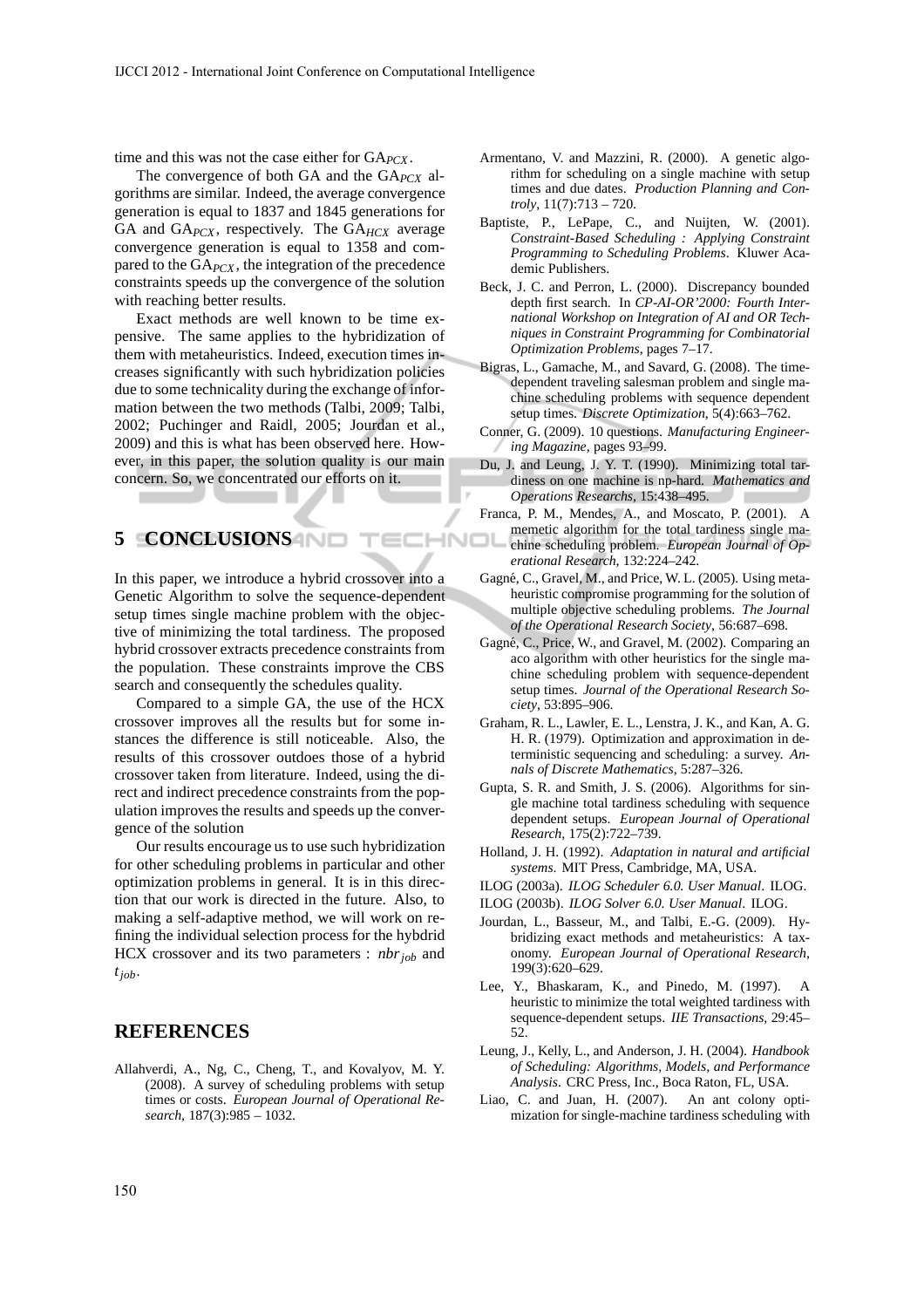time and this was not the case either for $GA_{PCX}$.

The convergence of both GA and the $GA_{PCX}$ algorithms are similar. Indeed, the average convergence generation is equal to 1837 and 1845 generations for GA and $GA_{PCX}$, respectively. The $GA_{HCX}$ average convergence generation is equal to 1358 and compared to the $GA_{PCX}$, the integration of the precedence constraints speeds up the convergence of the solution with reaching better results.

Exact methods are well known to be time expensive. The same applies to the hybridization of them with metaheuristics. Indeed, execution times increases significantly with such hybridization policies due to some technicality during the exchange of information between the two methods (Talbi, 2009; Talbi, 2002; Puchinger and Raidl, 2005; Jourdan et al., 2009) and this is what has been observed here. However, in this paper, the solution quality is our main concern. So, we concentrated our efforts on it.

## 5 CONCLUSIONS

In this paper, we introduce a hybrid crossover into a Genetic Algorithm to solve the sequence-dependent setup times single machine problem with the objective of minimizing the total tardiness. The proposed hybrid crossover extracts precedence constraints from the population. These constraints improve the CBS search and consequently the schedules quality.

Compared to a simple GA, the use of the HCX crossover improves all the results but for some instances the difference is still noticeable. Also, the results of this crossover outdoes those of a hybrid crossover taken from literature. Indeed, using the direct and indirect precedence constraints from the population improves the results and speeds up the convergence of the solution

Our results encourage us to use such hybridization for other scheduling problems in particular and other optimization problems in general. It is in this direction that our work is directed in the future. Also, to making a self-adaptive method, we will work on refining the individual selection process for the hybdrid HCX crossover and its two parameters : $nbr_{job}$ and $t_{job}$.

## REFERENCES

Allahverdi, A., Ng, C., Cheng, T., and Kovalyov, M. Y. (2008). A survey of scheduling problems with setup times or costs. *European Journal of Operational Research*, 187(3):985 – 1032.

Armentano, V. and Mazzini, R. (2000). A genetic algorithm for scheduling on a single machine with setup times and due dates. *Production Planning and Controly*, 11(7):713 – 720.

Baptiste, P., LePape, C., and Nuijten, W. (2001). *Constraint-Based Scheduling : Applying Constraint Programming to Scheduling Problems*. Kluwer Academic Publishers.

Beck, J. C. and Perron, L. (2000). Discrepancy bounded depth first search. In *CP-AI-OR'2000: Fourth International Workshop on Integration of AI and OR Techniques in Constraint Programming for Combinatorial Optimization Problems*, pages 7–17.

Bigras, L., Gamache, M., and Savard, G. (2008). The time-dependent traveling salesman problem and single machine scheduling problems with sequence dependent setup times. *Discrete Optimization*, 5(4):663–762.

Conner, G. (2009). 10 questions. *Manufacturing Engineering Magazine*, pages 93–99.

Du, J. and Leung, J. Y. T. (1990). Minimizing total tardiness on one machine is np-hard. *Mathematics and Operations Researchs*, 15:438–495.

Franca, P. M., Mendes, A., and Moscato, P. (2001). A memetic algorithm for the total tardiness single machine scheduling problem. *European Journal of Operational Research*, 132:224–242.

Gagné, C., Gravel, M., and Price, W. L. (2005). Using metaheuristic compromise programming for the solution of multiple objective scheduling problems. *The Journal of the Operational Research Society*, 56:687–698.

Gagné, C., Price, W., and Gravel, M. (2002). Comparing an aco algorithm with other heuristics for the single machine scheduling problem with sequence-dependent setup times. *Journal of the Operational Research Society*, 53:895–906.

Graham, R. L., Lawler, E. L., Lenstra, J. K., and Kan, A. G. H. R. (1979). Optimization and approximation in deterministic sequencing and scheduling: a survey. *Annals of Discrete Mathematics*, 5:287–326.

Gupta, S. R. and Smith, J. S. (2006). Algorithms for single machine total tardiness scheduling with sequence dependent setups. *European Journal of Operational Research*, 175(2):722–739.

Holland, J. H. (1992). *Adaptation in natural and artificial systems*. MIT Press, Cambridge, MA, USA.

ILOG (2003a). *ILOG Scheduler 6.0. User Manual*. ILOG.

ILOG (2003b). *ILOG Solver 6.0. User Manual*. ILOG.

Jourdan, L., Basseur, M., and Talbi, E.-G. (2009). Hybridizing exact methods and metaheuristics: A taxonomy. *European Journal of Operational Research*, 199(3):620–629.

Lee, Y., Bhaskaram, K., and Pinedo, M. (1997). A heuristic to minimize the total weighted tardiness with sequence-dependent setups. *IIE Transactions*, 29:45–52.

Leung, J., Kelly, L., and Anderson, J. H. (2004). *Handbook of Scheduling: Algorithms, Models, and Performance Analysis*. CRC Press, Inc., Boca Raton, FL, USA.

Liao, C. and Juan, H. (2007). An ant colony optimization for single-machine tardiness scheduling with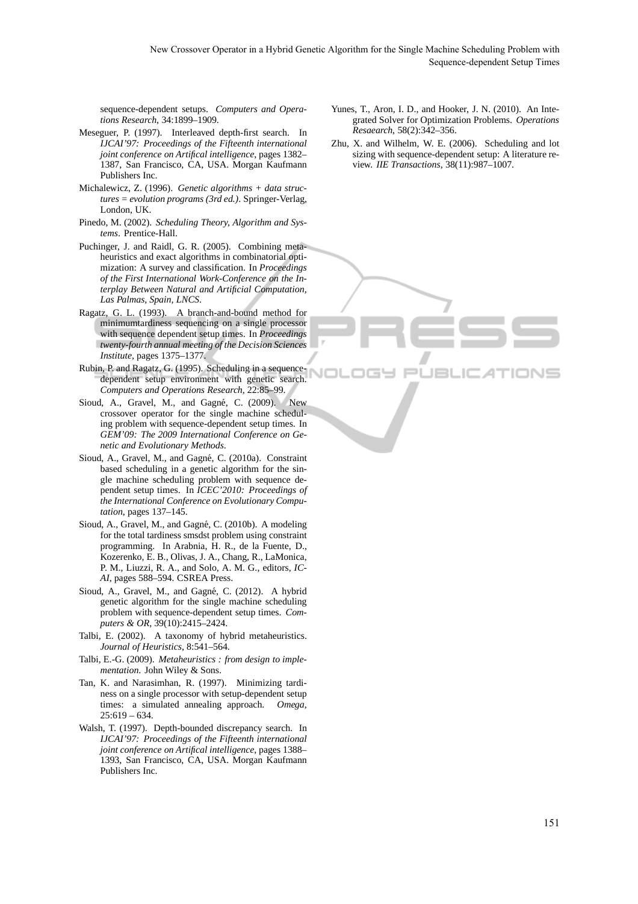sequence-dependent setups. *Computers and Operations Research*, 34:1899–1909.

Meseguer, P. (1997). Interleaved depth-first search. In *IJCAI'97: Proceedings of the Fifteenth international joint conference on Artifical intelligence*, pages 1382–1387, San Francisco, CA, USA. Morgan Kaufmann Publishers Inc.

Michalewicz, Z. (1996). *Genetic algorithms + data structures = evolution programs (3rd ed.)*. Springer-Verlag, London, UK.

Pinedo, M. (2002). *Scheduling Theory, Algorithm and Systems*. Prentice-Hall.

Puchinger, J. and Raidl, G. R. (2005). Combining metaheuristics and exact algorithms in combinatorial optimization: A survey and classification. In *Proceedings of the First International Work-Conference on the Interplay Between Natural and Artificial Computation, Las Palmas, Spain, LNCS*.

Ragatz, G. L. (1993). A branch-and-bound method for minimumtardiness sequencing on a single processor with sequence dependent setup times. In *Proceedings twenty-fourth annual meeting of the Decision Sciences Institute*, pages 1375–1377.

Rubin, P. and Ragatz, G. (1995). Scheduling in a sequence-dependent setup environment with genetic search. *Computers and Operations Research*, 22:85–99.

Sioud, A., Gravel, M., and Gagné, C. (2009). New crossover operator for the single machine scheduling problem with sequence-dependent setup times. In *GEM'09: The 2009 International Conference on Genetic and Evolutionary Methods*.

Sioud, A., Gravel, M., and Gagné, C. (2010a). Constraint based scheduling in a genetic algorithm for the single machine scheduling problem with sequence dependent setup times. In *ICEC'2010: Proceedings of the International Conference on Evolutionary Computation*, pages 137–145.

Sioud, A., Gravel, M., and Gagné, C. (2010b). A modeling for the total tardiness smsdst problem using constraint programming. In Arabnia, H. R., de la Fuente, D., Kozerenko, E. B., Olivas, J. A., Chang, R., LaMonica, P. M., Liuzzi, R. A., and Solo, A. M. G., editors, *IC-AI*, pages 588–594. CSREA Press.

Sioud, A., Gravel, M., and Gagné, C. (2012). A hybrid genetic algorithm for the single machine scheduling problem with sequence-dependent setup times. *Computers & OR*, 39(10):2415–2424.

Talbi, E. (2002). A taxonomy of hybrid metaheuristics. *Journal of Heuristics*, 8:541–564.

Talbi, E.-G. (2009). *Metaheuristics : from design to implementation*. John Wiley & Sons.

Tan, K. and Narasimhan, R. (1997). Minimizing tardiness on a single processor with setup-dependent setup times: a simulated annealing approach. *Omega*, 25:619 – 634.

Walsh, T. (1997). Depth-bounded discrepancy search. In *IJCAI'97: Proceedings of the Fifteenth international joint conference on Artifical intelligence*, pages 1388–1393, San Francisco, CA, USA. Morgan Kaufmann Publishers Inc.

Yunes, T., Aron, I. D., and Hooker, J. N. (2010). An Integrated Solver for Optimization Problems. *Operations Resaearch*, 58(2):342–356.

Zhu, X. and Wilhelm, W. E. (2006). Scheduling and lot sizing with sequence-dependent setup: A literature review. *IIE Transactions*, 38(11):987–1007.